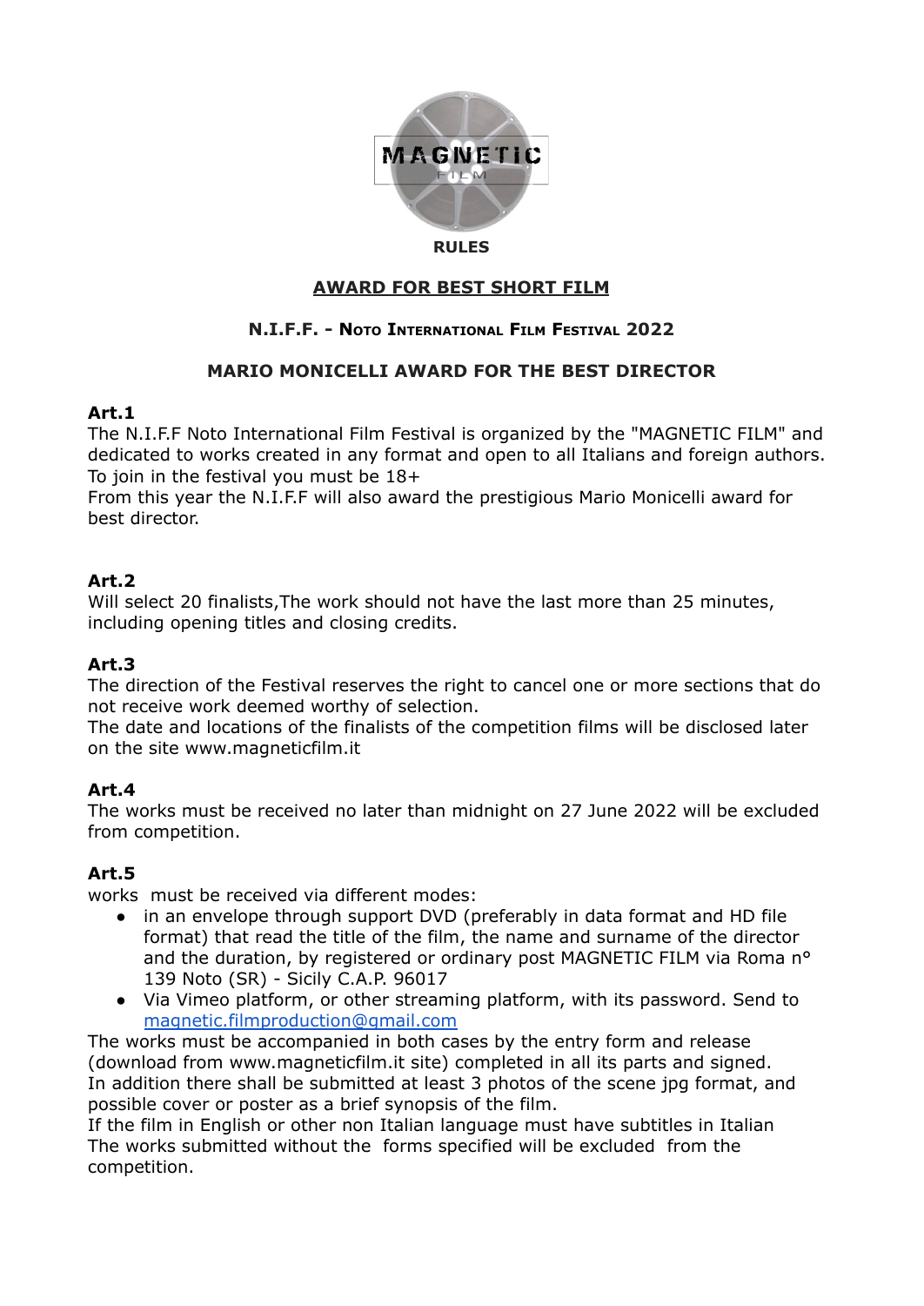**RULES**

# AWARD FOR BEST SHORT FILM

## N.I.F.F. - Noto International Film Festival 2022

## MARIO MONICELLI AWARD FOR THE BEST DIRECTOR

**Art.1**
The N.I.F.F Noto International Film Festival is organized by the "MAGNETIC FILM" and dedicated to works created in any format and open to all Italians and foreign authors.
To join in the festival you must be 18+
From this year the N.I.F.F will also award the prestigious Mario Monicelli award for best director.

**Art.2**
Will select 20 finalists,The work should not have the last more than 25 minutes, including opening titles and closing credits.

**Art.3**
The direction of the Festival reserves the right to cancel one or more sections that do not receive work deemed worthy of selection.
The date and locations of the finalists of the competition films will be disclosed later on the site www.magneticfilm.it

**Art.4**
The works must be received no later than midnight on 27 June 2022 will be excluded from competition.

**Art.5**
works must be received via different modes:

- in an envelope through support DVD (preferably in data format and HD file format) that read the title of the film, the name and surname of the director and the duration, by registered or ordinary post MAGNETIC FILM via Roma n° 139 Noto (SR) - Sicily C.A.P. 96017
- Via Vimeo platform, or other streaming platform, with its password. Send to magnetic.filmproduction@gmail.com

The works must be accompanied in both cases by the entry form and release (download from www.magneticfilm.it site) completed in all its parts and signed.
In addition there shall be submitted at least 3 photos of the scene jpg format, and possible cover or poster as a brief synopsis of the film.
If the film in English or other non Italian language must have subtitles in Italian
The works submitted without the forms specified will be excluded from the competition.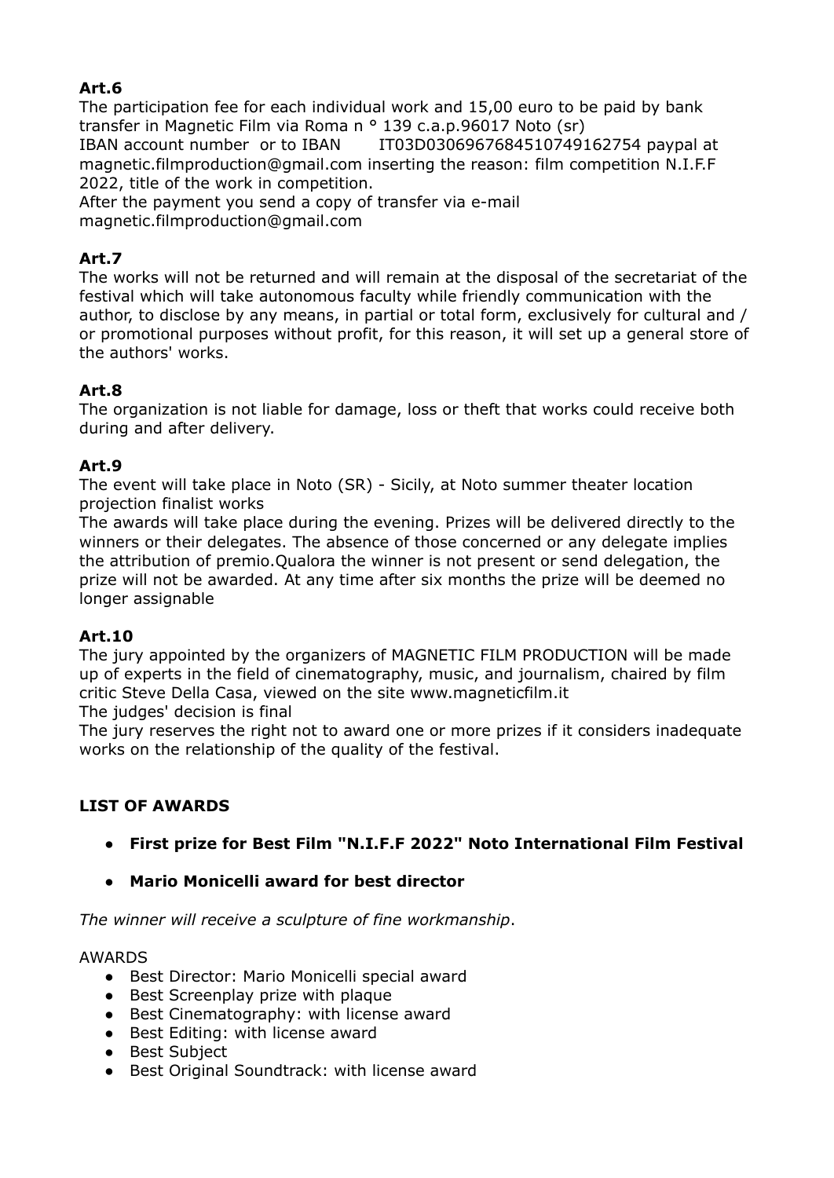**Art.6**
The participation fee for each individual work and 15,00 euro to be paid by bank transfer in Magnetic Film via Roma n ° 139 c.a.p.96017 Noto (sr)
IBAN account number or to IBAN IT03D0306967684510749162754 paypal at magnetic.filmproduction@gmail.com inserting the reason: film competition N.I.F.F 2022, title of the work in competition.
After the payment you send a copy of transfer via e-mail magnetic.filmproduction@gmail.com

**Art.7**
The works will not be returned and will remain at the disposal of the secretariat of the festival which will take autonomous faculty while friendly communication with the author, to disclose by any means, in partial or total form, exclusively for cultural and / or promotional purposes without profit, for this reason, it will set up a general store of the authors' works.

**Art.8**
The organization is not liable for damage, loss or theft that works could receive both during and after delivery.

**Art.9**
The event will take place in Noto (SR) - Sicily, at Noto summer theater location projection finalist works
The awards will take place during the evening. Prizes will be delivered directly to the winners or their delegates. The absence of those concerned or any delegate implies the attribution of premio.Qualora the winner is not present or send delegation, the prize will not be awarded. At any time after six months the prize will be deemed no longer assignable

**Art.10**
The jury appointed by the organizers of MAGNETIC FILM PRODUCTION will be made up of experts in the field of cinematography, music, and journalism, chaired by film critic Steve Della Casa, viewed on the site www.magneticfilm.it
The judges' decision is final
The jury reserves the right not to award one or more prizes if it considers inadequate works on the relationship of the quality of the festival.

**LIST OF AWARDS**

- **First prize for Best Film "N.I.F.F 2022" Noto International Film Festival**
- **Mario Monicelli award for best director**

*The winner will receive a sculpture of fine workmanship.*

AWARDS

- Best Director: Mario Monicelli special award
- Best Screenplay prize with plaque
- Best Cinematography: with license award
- Best Editing: with license award
- Best Subject
- Best Original Soundtrack: with license award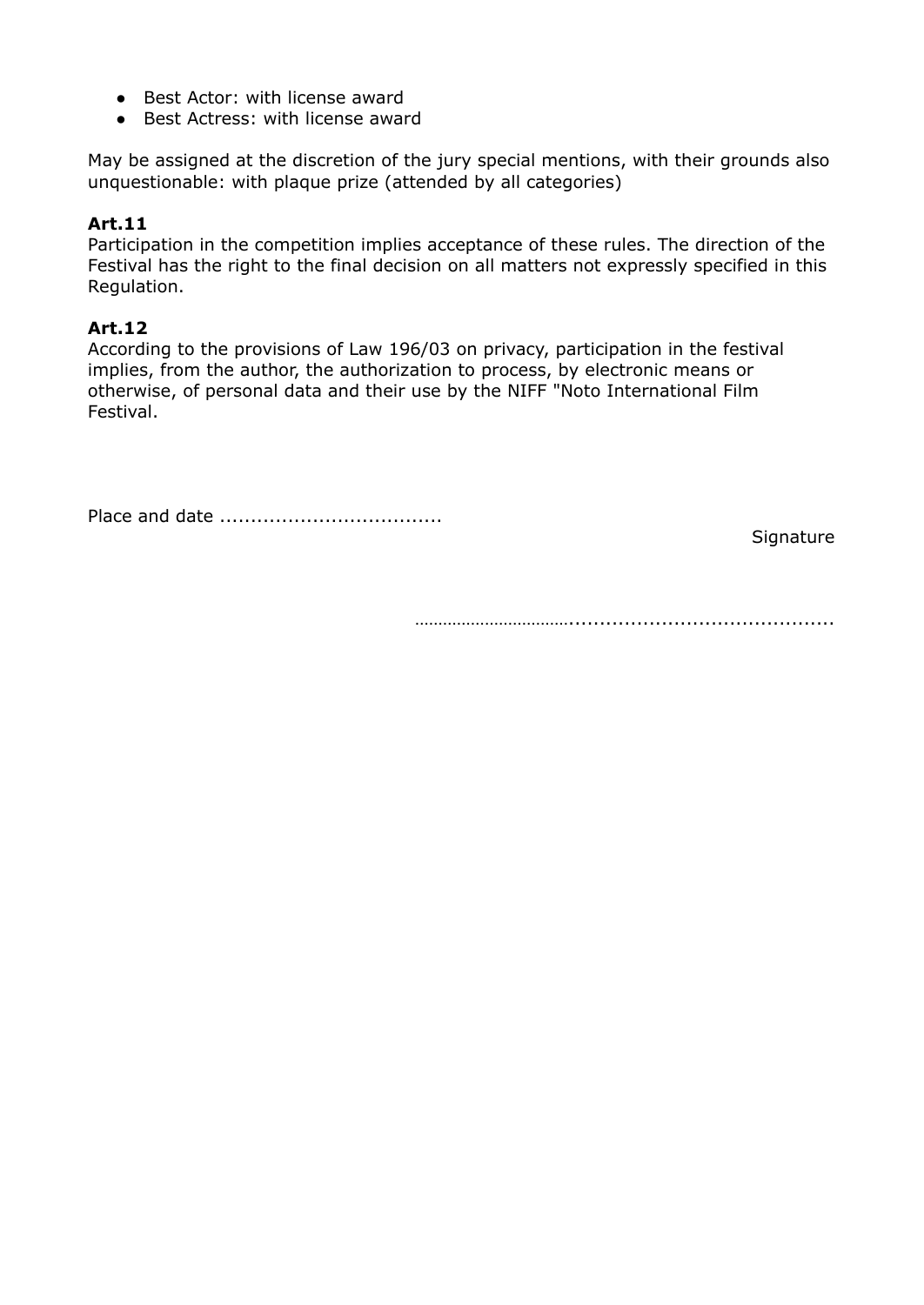- Best Actor: with license award
- Best Actress: with license award

May be assigned at the discretion of the jury special mentions, with their grounds also unquestionable: with plaque prize (attended by all categories)

**Art.11**
Participation in the competition implies acceptance of these rules. The direction of the Festival has the right to the final decision on all matters not expressly specified in this Regulation.

**Art.12**
According to the provisions of Law 196/03 on privacy, participation in the festival implies, from the author, the authorization to process, by electronic means or otherwise, of personal data and their use by the NIFF "Noto International Film Festival.

Place and date ...................................

Signature

……………………………..........................................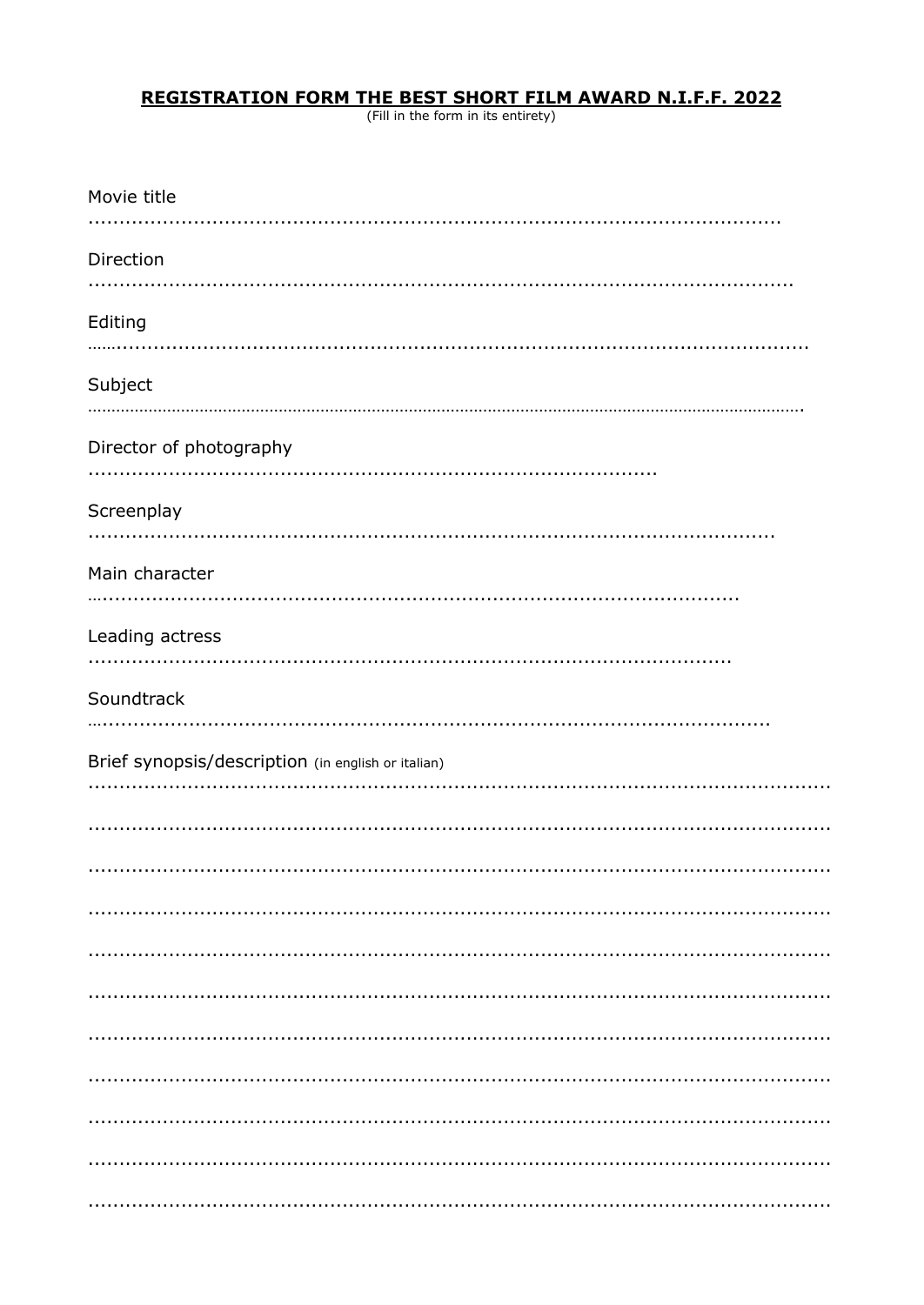**REGISTRATION FORM THE BEST SHORT FILM AWARD N.I.F.F. 2022**

(Fill in the form in its entirety)

Movie title

..............................................................................................................

Direction

..............................................................................................................

Editing

..............................................................................................................

Subject

..............................................................................................................

Director of photography

..............................................................................................

Screenplay

..............................................................................................................

Main character

..............................................................................................................

Leading actress

..............................................................................................................

Soundtrack

..............................................................................................................

Brief synopsis/description (in english or italian)

..............................................................................................................

..............................................................................................................

..............................................................................................................

..............................................................................................................

..............................................................................................................

..............................................................................................................

..............................................................................................................

..............................................................................................................

..............................................................................................................

..............................................................................................................

..............................................................................................................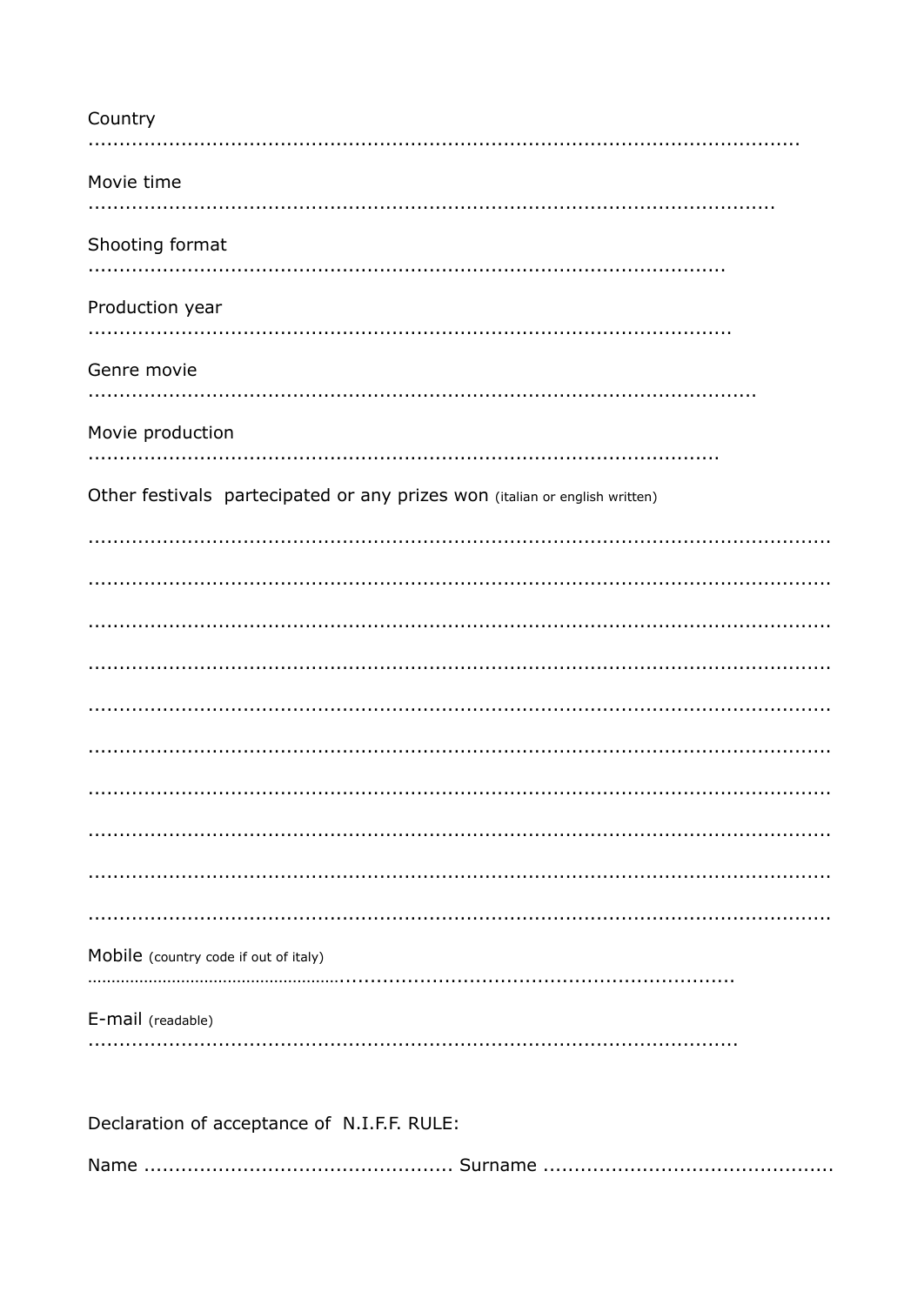Country

.......................................................................................................................

Movie time

...................................................................................................................

Shooting format

...........................................................................................................

Production year

............................................................................................................

Genre movie

................................................................................................................

Movie production

..........................................................................................................

Other festivals partecipated or any prizes won (italian or english written)

...........................................................................................................................

...........................................................................................................................

...........................................................................................................................

...........................................................................................................................

...........................................................................................................................

...........................................................................................................................

...........................................................................................................................

...........................................................................................................................

...........................................................................................................................

...........................................................................................................................

Mobile (country code if out of italy)

.............................................................................................................

E-mail (readable)

..............................................................................................................

Declaration of acceptance of N.I.F.F. RULE:

Name ................................................ Surname .............................................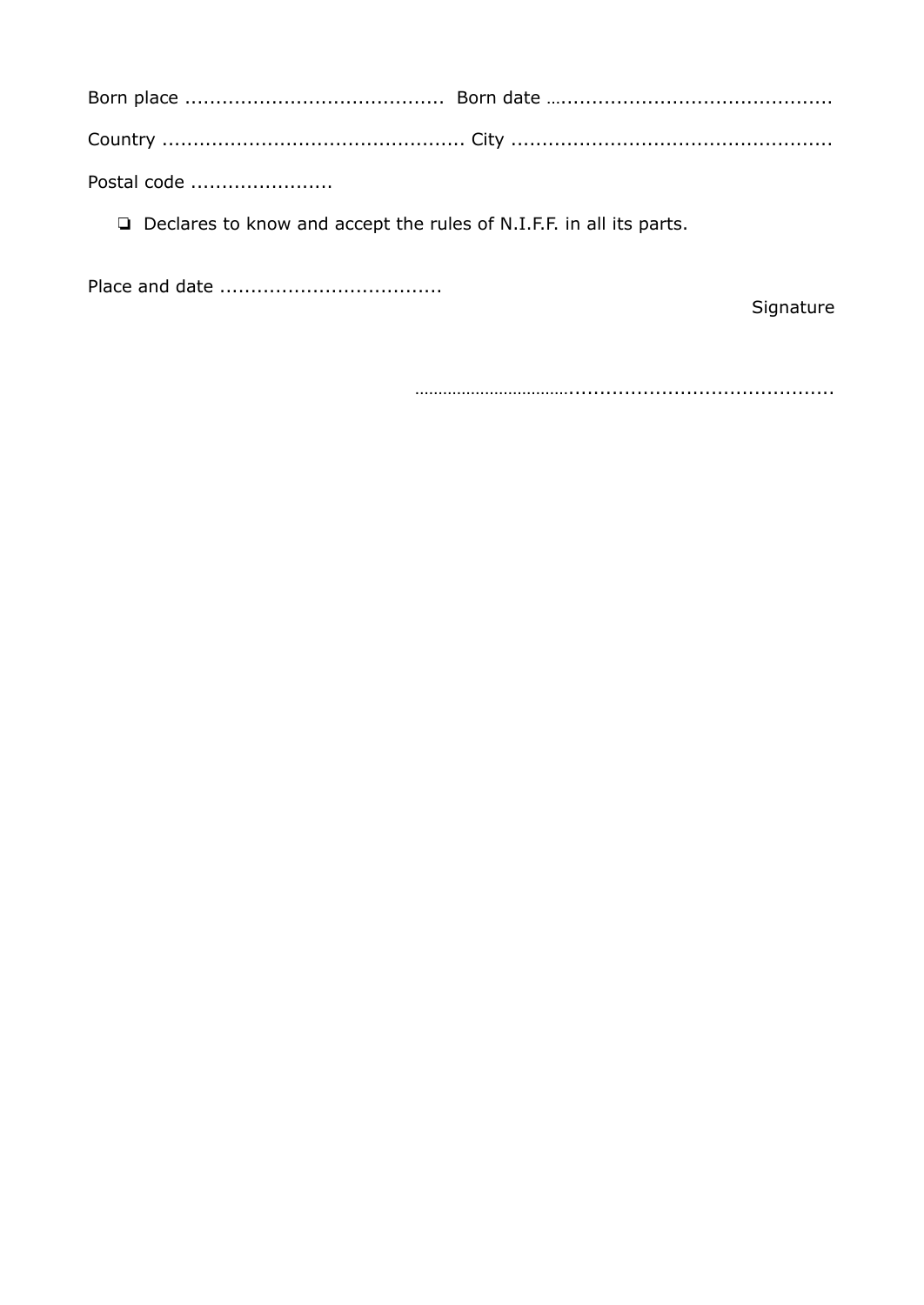Born place .........................................  Born date …...........................................

Country ................................................ City ...................................................

Postal code .......................

❏ Declares to know and accept the rules of N.I.F.F. in all its parts.

Place and date ...................................

Signature

…………………………..........................................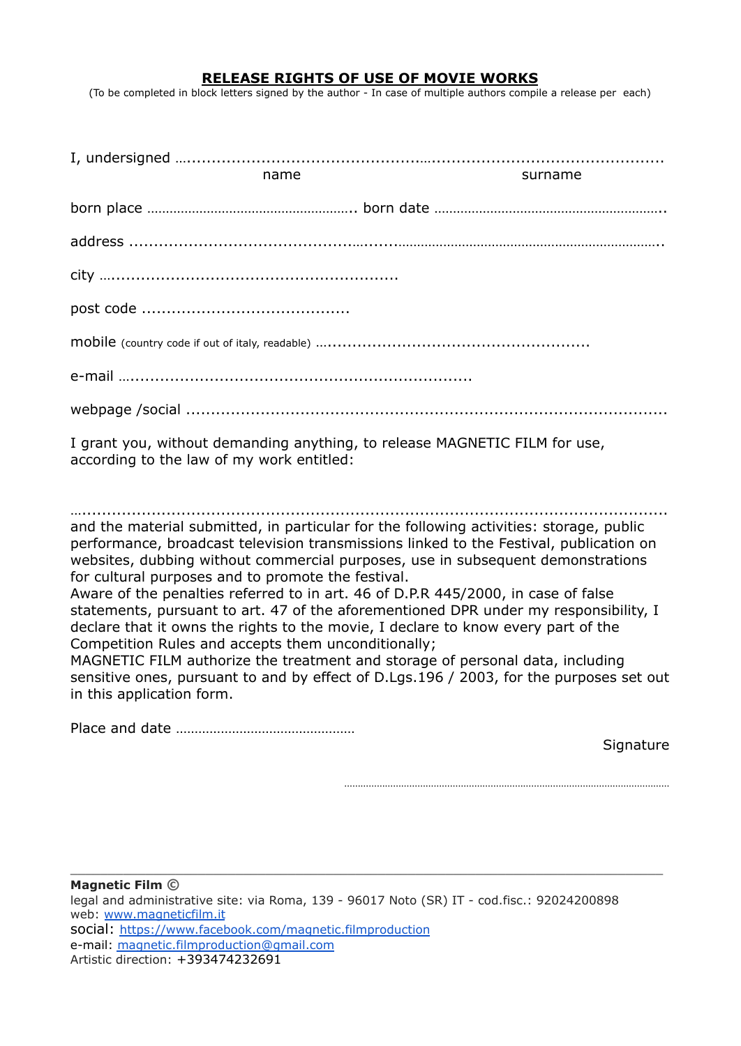**RELEASE RIGHTS OF USE OF MOVIE WORKS**

(To be completed in block letters signed by the author - In case of multiple authors compile a release per each)

I, undersigned ……………………………………………………………………………………………

name surname

born place ………………………………………………….. born date ……………………………………………………..

address ………………………………………………………………………………………………………

city ……………………………………………………….

post code ……………………………………..

mobile (country code if out of italy, readable) ……………………………………………………

e-mail ……………………………………………………………………

webpage /social ……………………………………………………………………………………………

I grant you, without demanding anything, to release MAGNETIC FILM for use, according to the law of my work entitled:

……………………………………………………………………………………………………………………

and the material submitted, in particular for the following activities: storage, public performance, broadcast television transmissions linked to the Festival, publication on websites, dubbing without commercial purposes, use in subsequent demonstrations for cultural purposes and to promote the festival.

Aware of the penalties referred to in art. 46 of D.P.R 445/2000, in case of false statements, pursuant to art. 47 of the aforementioned DPR under my responsibility, I declare that it owns the rights to the movie, I declare to know every part of the Competition Rules and accepts them unconditionally;

MAGNETIC FILM authorize the treatment and storage of personal data, including sensitive ones, pursuant to and by effect of D.Lgs.196 / 2003, for the purposes set out in this application form.

Place and date …………………………………………

Signature

…………………………………………………………………………

---

**Magnetic Film ©**

legal and administrative site: via Roma, 139 - 96017 Noto (SR) IT - cod.fisc.: 92024200898

web: www.magneticfilm.it

social: https://www.facebook.com/magnetic.filmproduction

e-mail: magnetic.filmproduction@gmail.com

Artistic direction: +393474232691